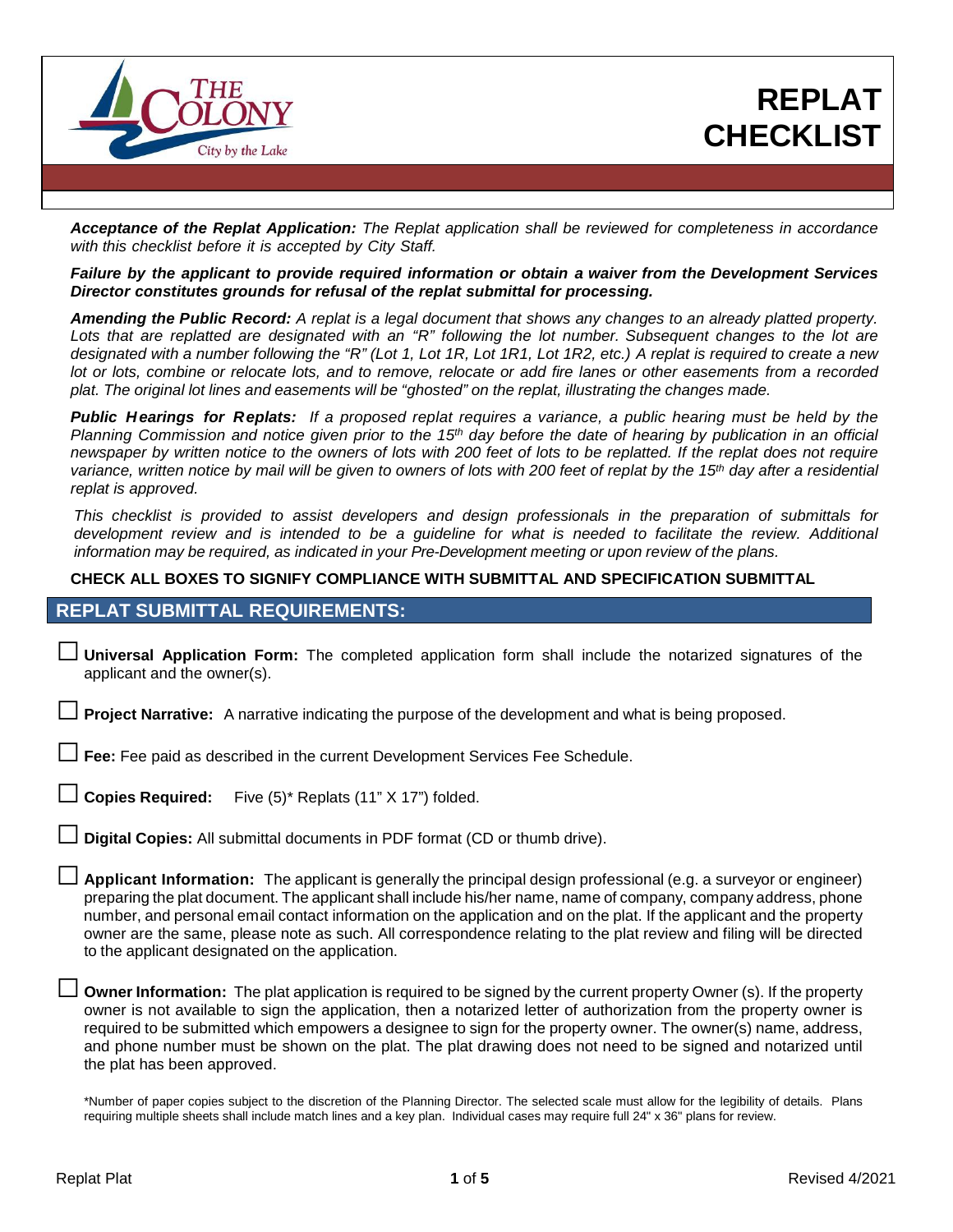# REPLAT CHECKLIST

***Acceptance of the Replat Application:*** *The Replat application shall be reviewed for completeness in accordance with this checklist before it is accepted by City Staff.*

***Failure by the applicant to provide required information or obtain a waiver from the Development Services Director constitutes grounds for refusal of the replat submittal for processing.***

***Amending the Public Record:*** *A replat is a legal document that shows any changes to an already platted property. Lots that are replatted are designated with an "R" following the lot number. Subsequent changes to the lot are designated with a number following the "R" (Lot 1, Lot 1R, Lot 1R1, Lot 1R2, etc.) A replat is required to create a new lot or lots, combine or relocate lots, and to remove, relocate or add fire lanes or other easements from a recorded plat. The original lot lines and easements will be "ghosted" on the replat, illustrating the changes made.*

***Public Hearings for Replats:*** *If a proposed replat requires a variance, a public hearing must be held by the Planning Commission and notice given prior to the 15th day before the date of hearing by publication in an official newspaper by written notice to the owners of lots with 200 feet of lots to be replatted. If the replat does not require variance, written notice by mail will be given to owners of lots with 200 feet of replat by the 15th day after a residential replat is approved.*

*This checklist is provided to assist developers and design professionals in the preparation of submittals for development review and is intended to be a guideline for what is needed to facilitate the review. Additional information may be required, as indicated in your Pre-Development meeting or upon review of the plans.*

**CHECK ALL BOXES TO SIGNIFY COMPLIANCE WITH SUBMITTAL AND SPECIFICATION SUBMITTAL**

## REPLAT SUBMITTAL REQUIREMENTS:

☐ **Universal Application Form:** The completed application form shall include the notarized signatures of the applicant and the owner(s).

☐ **Project Narrative:** A narrative indicating the purpose of the development and what is being proposed.

☐ **Fee:** Fee paid as described in the current Development Services Fee Schedule.

☐ **Copies Required:** Five (5)* Replats (11" X 17") folded.

☐ **Digital Copies:** All submittal documents in PDF format (CD or thumb drive).

☐ **Applicant Information:** The applicant is generally the principal design professional (e.g. a surveyor or engineer) preparing the plat document. The applicant shall include his/her name, name of company, company address, phone number, and personal email contact information on the application and on the plat. If the applicant and the property owner are the same, please note as such. All correspondence relating to the plat review and filing will be directed to the applicant designated on the application.

☐ **Owner Information:** The plat application is required to be signed by the current property Owner (s). If the property owner is not available to sign the application, then a notarized letter of authorization from the property owner is required to be submitted which empowers a designee to sign for the property owner. The owner(s) name, address, and phone number must be shown on the plat. The plat drawing does not need to be signed and notarized until the plat has been approved.

*Number of paper copies subject to the discretion of the Planning Director. The selected scale must allow for the legibility of details. Plans requiring multiple sheets shall include match lines and a key plan. Individual cases may require full 24" x 36" plans for review.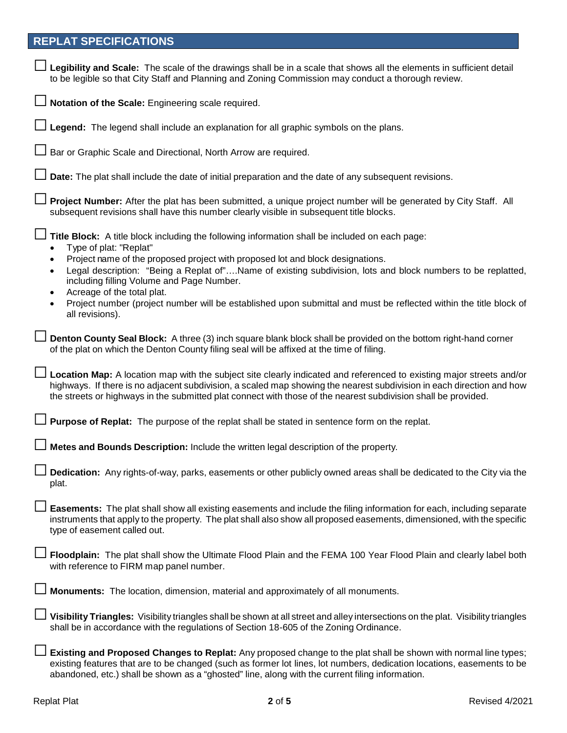## REPLAT SPECIFICATIONS

☐ **Legibility and Scale:** The scale of the drawings shall be in a scale that shows all the elements in sufficient detail to be legible so that City Staff and Planning and Zoning Commission may conduct a thorough review.

☐ **Notation of the Scale:** Engineering scale required.

☐ **Legend:** The legend shall include an explanation for all graphic symbols on the plans.

☐ Bar or Graphic Scale and Directional, North Arrow are required.

☐ **Date:** The plat shall include the date of initial preparation and the date of any subsequent revisions.

☐ **Project Number:** After the plat has been submitted, a unique project number will be generated by City Staff. All subsequent revisions shall have this number clearly visible in subsequent title blocks.

☐ **Title Block:** A title block including the following information shall be included on each page:

- Type of plat: "Replat"
- Project name of the proposed project with proposed lot and block designations.
- Legal description: "Being a Replat of"….Name of existing subdivision, lots and block numbers to be replatted, including filling Volume and Page Number.
- Acreage of the total plat.
- Project number (project number will be established upon submittal and must be reflected within the title block of all revisions).

☐ **Denton County Seal Block:** A three (3) inch square blank block shall be provided on the bottom right-hand corner of the plat on which the Denton County filing seal will be affixed at the time of filing.

☐ **Location Map:** A location map with the subject site clearly indicated and referenced to existing major streets and/or highways. If there is no adjacent subdivision, a scaled map showing the nearest subdivision in each direction and how the streets or highways in the submitted plat connect with those of the nearest subdivision shall be provided.

☐ **Purpose of Replat:** The purpose of the replat shall be stated in sentence form on the replat.

☐ **Metes and Bounds Description:** Include the written legal description of the property.

☐ **Dedication:** Any rights-of-way, parks, easements or other publicly owned areas shall be dedicated to the City via the plat.

☐ **Easements:** The plat shall show all existing easements and include the filing information for each, including separate instruments that apply to the property. The plat shall also show all proposed easements, dimensioned, with the specific type of easement called out.

☐ **Floodplain:** The plat shall show the Ultimate Flood Plain and the FEMA 100 Year Flood Plain and clearly label both with reference to FIRM map panel number.

☐ **Monuments:** The location, dimension, material and approximately of all monuments.

☐ **Visibility Triangles:** Visibility triangles shall be shown at all street and alley intersections on the plat. Visibility triangles shall be in accordance with the regulations of Section 18-605 of the Zoning Ordinance.

☐ **Existing and Proposed Changes to Replat:** Any proposed change to the plat shall be shown with normal line types; existing features that are to be changed (such as former lot lines, lot numbers, dedication locations, easements to be abandoned, etc.) shall be shown as a "ghosted" line, along with the current filing information.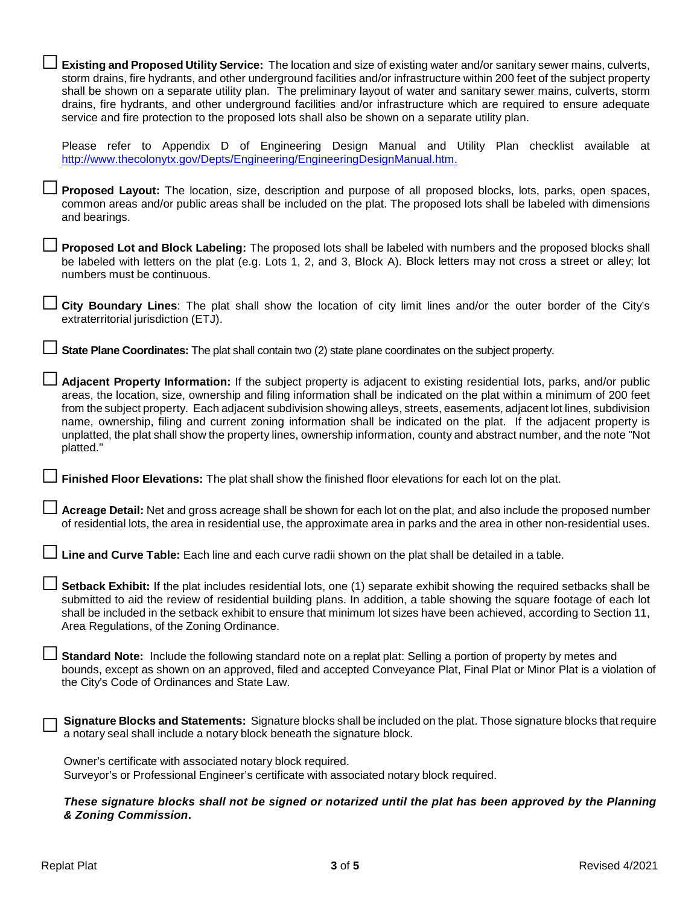☐ **Existing and Proposed Utility Service:** The location and size of existing water and/or sanitary sewer mains, culverts, storm drains, fire hydrants, and other underground facilities and/or infrastructure within 200 feet of the subject property shall be shown on a separate utility plan. The preliminary layout of water and sanitary sewer mains, culverts, storm drains, fire hydrants, and other underground facilities and/or infrastructure which are required to ensure adequate service and fire protection to the proposed lots shall also be shown on a separate utility plan.

Please refer to Appendix D of Engineering Design Manual and Utility Plan checklist available at http://www.thecolonytx.gov/Depts/Engineering/EngineeringDesignManual.htm.

☐ **Proposed Layout:** The location, size, description and purpose of all proposed blocks, lots, parks, open spaces, common areas and/or public areas shall be included on the plat. The proposed lots shall be labeled with dimensions and bearings.

☐ **Proposed Lot and Block Labeling:** The proposed lots shall be labeled with numbers and the proposed blocks shall be labeled with letters on the plat (e.g. Lots 1, 2, and 3, Block A). Block letters may not cross a street or alley; lot numbers must be continuous.

☐ **City Boundary Lines**: The plat shall show the location of city limit lines and/or the outer border of the City's extraterritorial jurisdiction (ETJ).

☐ **State Plane Coordinates:** The plat shall contain two (2) state plane coordinates on the subject property.

☐ **Adjacent Property Information:** If the subject property is adjacent to existing residential lots, parks, and/or public areas, the location, size, ownership and filing information shall be indicated on the plat within a minimum of 200 feet from the subject property. Each adjacent subdivision showing alleys, streets, easements, adjacent lot lines, subdivision name, ownership, filing and current zoning information shall be indicated on the plat. If the adjacent property is unplatted, the plat shall show the property lines, ownership information, county and abstract number, and the note "Not platted."

☐ **Finished Floor Elevations:** The plat shall show the finished floor elevations for each lot on the plat.

☐ **Acreage Detail:** Net and gross acreage shall be shown for each lot on the plat, and also include the proposed number of residential lots, the area in residential use, the approximate area in parks and the area in other non-residential uses.

☐ **Line and Curve Table:** Each line and each curve radii shown on the plat shall be detailed in a table.

☐ **Setback Exhibit:** If the plat includes residential lots, one (1) separate exhibit showing the required setbacks shall be submitted to aid the review of residential building plans. In addition, a table showing the square footage of each lot shall be included in the setback exhibit to ensure that minimum lot sizes have been achieved, according to Section 11, Area Regulations, of the Zoning Ordinance.

☐ **Standard Note:** Include the following standard note on a replat plat: Selling a portion of property by metes and bounds, except as shown on an approved, filed and accepted Conveyance Plat, Final Plat or Minor Plat is a violation of the City's Code of Ordinances and State Law.

☐ **Signature Blocks and Statements:** Signature blocks shall be included on the plat. Those signature blocks that require a notary seal shall include a notary block beneath the signature block.

Owner's certificate with associated notary block required.
Surveyor's or Professional Engineer's certificate with associated notary block required.

***These signature blocks shall not be signed or notarized until the plat has been approved by the Planning & Zoning Commission.***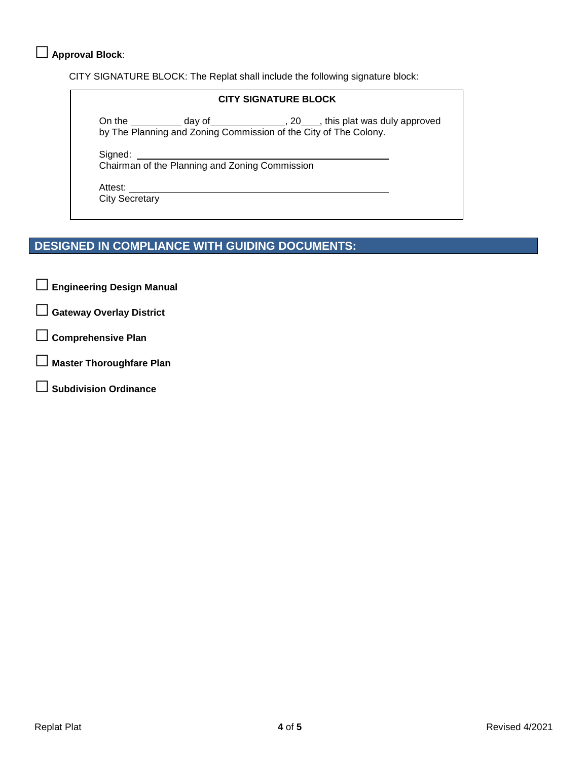☐ **Approval Block**:

CITY SIGNATURE BLOCK: The Replat shall include the following signature block:

**CITY SIGNATURE BLOCK**

On the __________ day of_______________, 20___, this plat was duly approved by The Planning and Zoning Commission of the City of The Colony.

Signed: ______________________________________________
Chairman of the Planning and Zoning Commission

Attest: ______________________________________________
City Secretary

## DESIGNED IN COMPLIANCE WITH GUIDING DOCUMENTS:

☐ **Engineering Design Manual**

☐ **Gateway Overlay District**

☐ **Comprehensive Plan**

☐ **Master Thoroughfare Plan**

☐ **Subdivision Ordinance**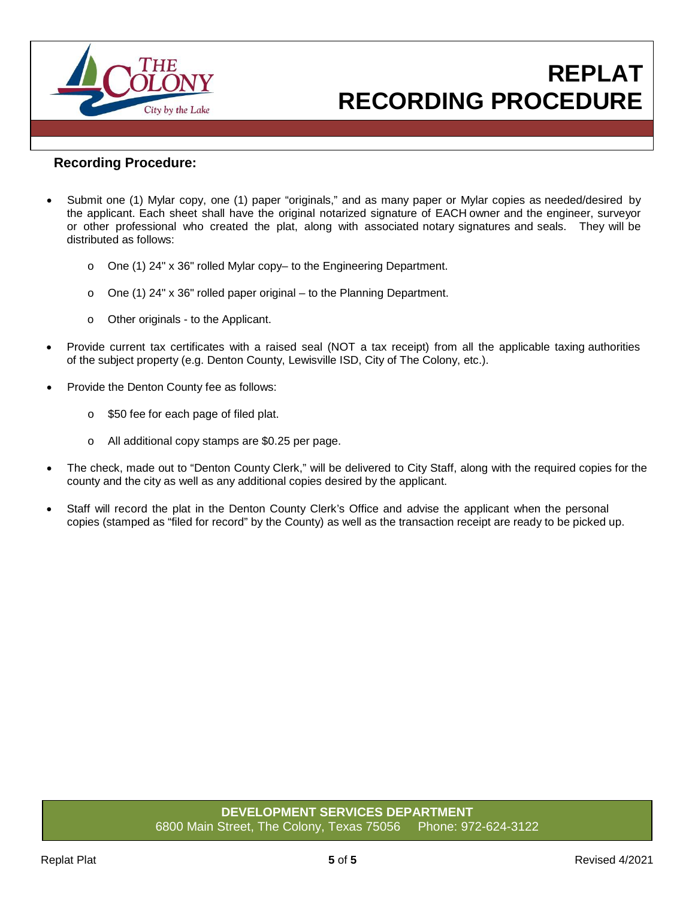# REPLAT RECORDING PROCEDURE

### Recording Procedure:

- Submit one (1) Mylar copy, one (1) paper "originals," and as many paper or Mylar copies as needed/desired by the applicant. Each sheet shall have the original notarized signature of EACH owner and the engineer, surveyor or other professional who created the plat, along with associated notary signatures and seals. They will be distributed as follows:
  - One (1) 24" x 36" rolled Mylar copy– to the Engineering Department.
  - One (1) 24" x 36" rolled paper original – to the Planning Department.
  - Other originals - to the Applicant.
- Provide current tax certificates with a raised seal (NOT a tax receipt) from all the applicable taxing authorities of the subject property (e.g. Denton County, Lewisville ISD, City of The Colony, etc.).
- Provide the Denton County fee as follows:
  - $50 fee for each page of filed plat.
  - All additional copy stamps are $0.25 per page.
- The check, made out to "Denton County Clerk," will be delivered to City Staff, along with the required copies for the county and the city as well as any additional copies desired by the applicant.
- Staff will record the plat in the Denton County Clerk's Office and advise the applicant when the personal copies (stamped as "filed for record" by the County) as well as the transaction receipt are ready to be picked up.

**DEVELOPMENT SERVICES DEPARTMENT**
6800 Main Street, The Colony, Texas 75056 Phone: 972-624-3122